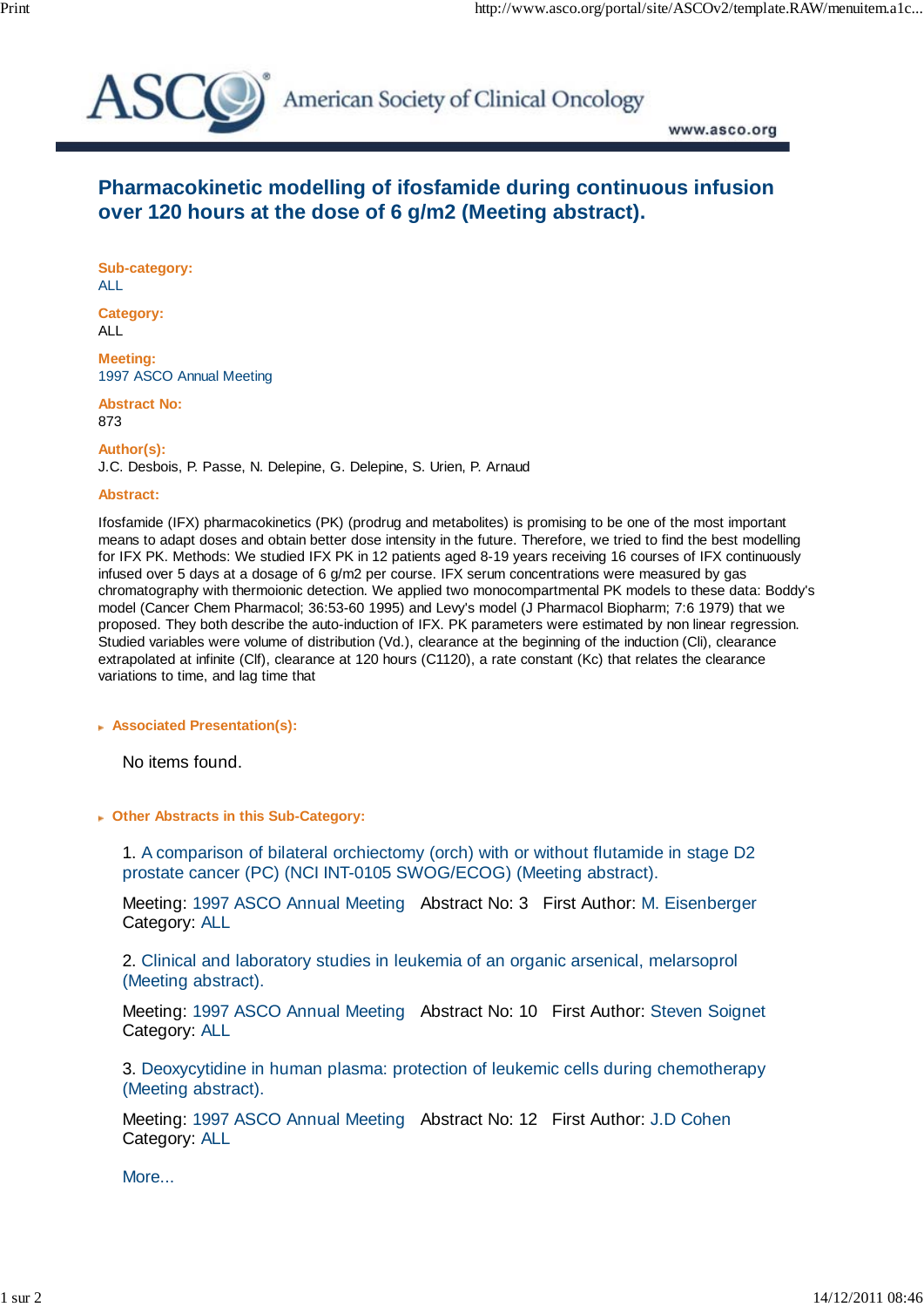ASCO American Society of Clinical Oncology

www.asco.org

# Pharmacokinetic modelling of ifosfamide during continuous infusion over 120 hours at the dose of 6 g/m2 (Meeting abstract).

**Sub-category:**
ALL

**Category:**
ALL

**Meeting:**
1997 ASCO Annual Meeting

**Abstract No:**
873

**Author(s):**
J.C. Desbois, P. Passe, N. Delepine, G. Delepine, S. Urien, P. Arnaud

**Abstract:**

Ifosfamide (IFX) pharmacokinetics (PK) (prodrug and metabolites) is promising to be one of the most important means to adapt doses and obtain better dose intensity in the future. Therefore, we tried to find the best modelling for IFX PK. Methods: We studied IFX PK in 12 patients aged 8-19 years receiving 16 courses of IFX continuously infused over 5 days at a dosage of 6 g/m2 per course. IFX serum concentrations were measured by gas chromatography with thermoionic detection. We applied two monocompartmental PK models to these data: Boddy's model (Cancer Chem Pharmacol; 36:53-60 1995) and Levy's model (J Pharmacol Biopharm; 7:6 1979) that we proposed. They both describe the auto-induction of IFX. PK parameters were estimated by non linear regression. Studied variables were volume of distribution (Vd.), clearance at the beginning of the induction (Cli), clearance extrapolated at infinite (Clf), clearance at 120 hours (C1120), a rate constant (Kc) that relates the clearance variations to time, and lag time that

**Associated Presentation(s):**

No items found.

**Other Abstracts in this Sub-Category:**

1. A comparison of bilateral orchiectomy (orch) with or without flutamide in stage D2 prostate cancer (PC) (NCI INT-0105 SWOG/ECOG) (Meeting abstract).

   Meeting: 1997 ASCO Annual Meeting   Abstract No: 3   First Author: M. Eisenberger
   Category: ALL

2. Clinical and laboratory studies in leukemia of an organic arsenical, melarsoprol (Meeting abstract).

   Meeting: 1997 ASCO Annual Meeting   Abstract No: 10   First Author: Steven Soignet
   Category: ALL

3. Deoxycytidine in human plasma: protection of leukemic cells during chemotherapy (Meeting abstract).

   Meeting: 1997 ASCO Annual Meeting   Abstract No: 12   First Author: J.D Cohen
   Category: ALL

More...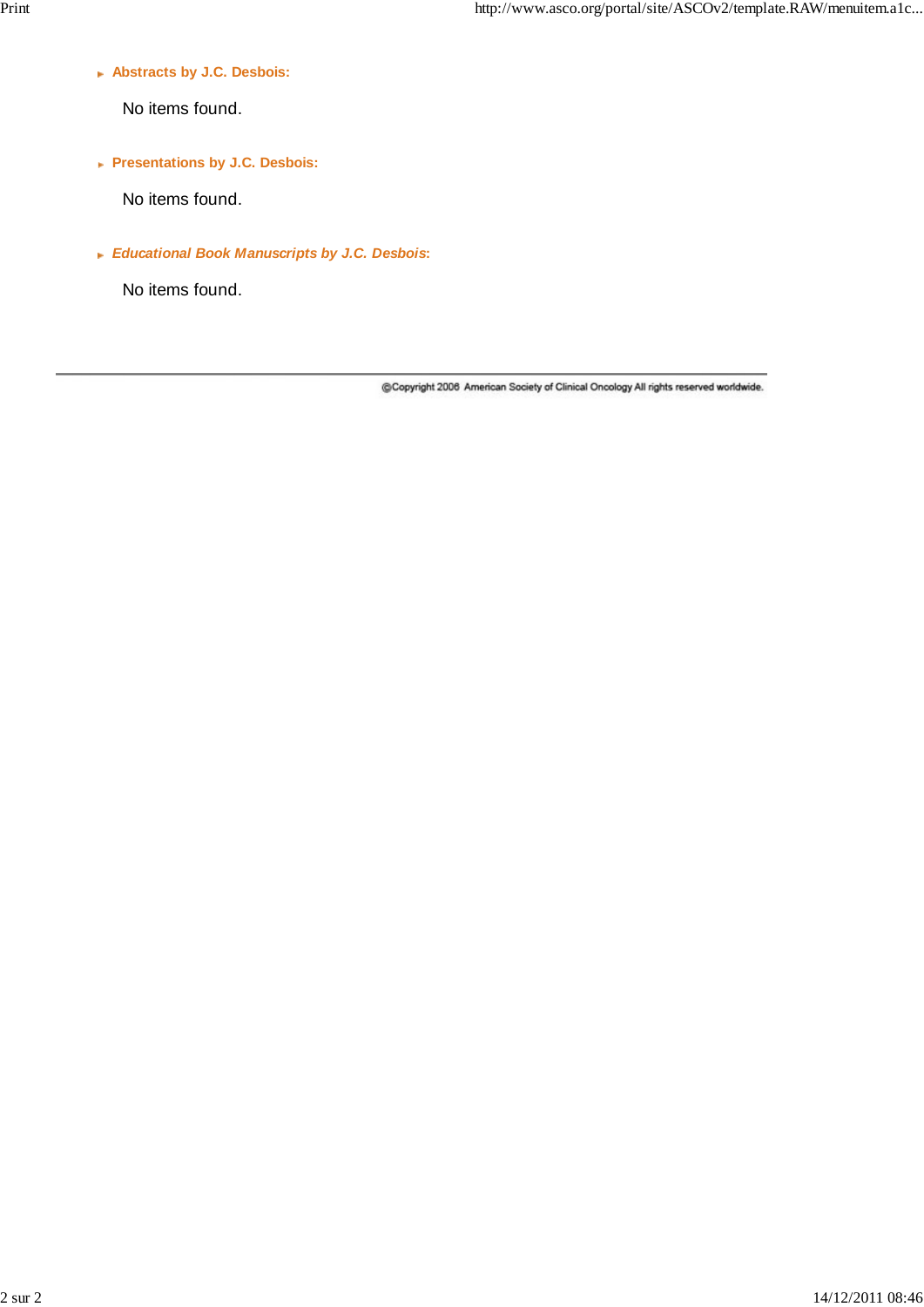- **Abstracts by J.C. Desbois:**

  No items found.

- **Presentations by J.C. Desbois:**

  No items found.

- ***Educational Book Manuscripts by J.C. Desbois*:**

  No items found.

---

©Copyright 2006 American Society of Clinical Oncology All rights reserved worldwide.